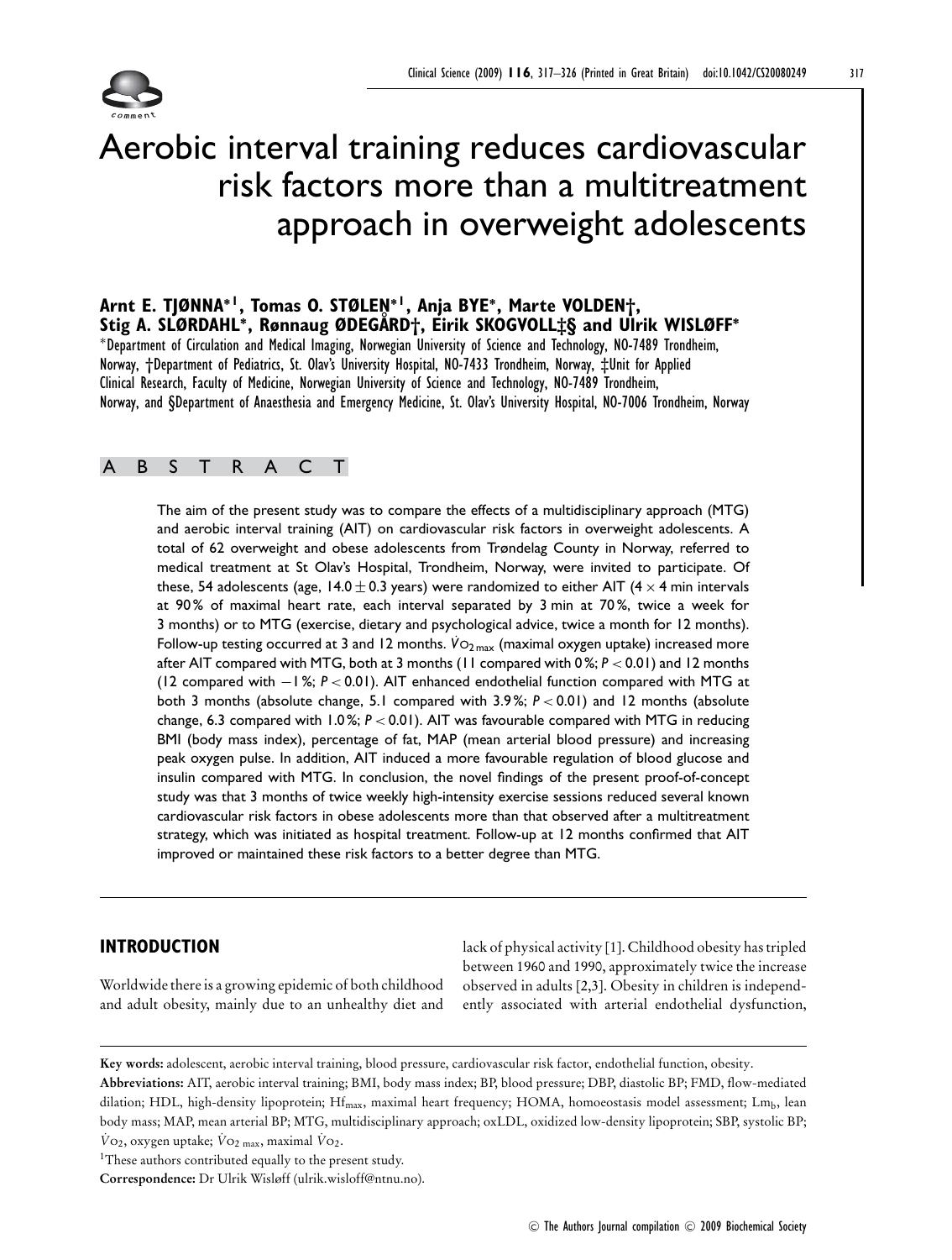# Aerobic interval training reduces cardiovascular risk factors more than a multitreatment approach in overweight adolescents

**Arnt E. TJØNNA*[1], Tomas O. STØLEN*[1], Anja BYE*, Marte VOLDEN†, Stig A. SLØRDAHL*, Rønnaug ØDEGÅRD†, Eirik SKOGVOLL‡§ and Ulrik WISLØFF***

*Department of Circulation and Medical Imaging, Norwegian University of Science and Technology, NO-7489 Trondheim, Norway, †Department of Pediatrics, St. Olav's University Hospital, NO-7433 Trondheim, Norway, ‡Unit for Applied Clinical Research, Faculty of Medicine, Norwegian University of Science and Technology, NO-7489 Trondheim, Norway, and §Department of Anaesthesia and Emergency Medicine, St. Olav's University Hospital, NO-7006 Trondheim, Norway

## ABSTRACT

The aim of the present study was to compare the effects of a multidisciplinary approach (MTG) and aerobic interval training (AIT) on cardiovascular risk factors in overweight adolescents. A total of 62 overweight and obese adolescents from Trøndelag County in Norway, referred to medical treatment at St Olav's Hospital, Trondheim, Norway, were invited to participate. Of these, 54 adolescents (age, $14.0 \pm 0.3$ years) were randomized to either AIT ($4 \times 4$ min intervals at 90% of maximal heart rate, each interval separated by 3 min at 70%, twice a week for 3 months) or to MTG (exercise, dietary and psychological advice, twice a month for 12 months). Follow-up testing occurred at 3 and 12 months. $\dot{V}O_{2\,max}$ (maximal oxygen uptake) increased more after AIT compared with MTG, both at 3 months (11 compared with 0%; $P < 0.01$) and 12 months (12 compared with $-1$%; $P < 0.01$). AIT enhanced endothelial function compared with MTG at both 3 months (absolute change, 5.1 compared with 3.9%; $P < 0.01$) and 12 months (absolute change, 6.3 compared with 1.0%; $P < 0.01$). AIT was favourable compared with MTG in reducing BMI (body mass index), percentage of fat, MAP (mean arterial blood pressure) and increasing peak oxygen pulse. In addition, AIT induced a more favourable regulation of blood glucose and insulin compared with MTG. In conclusion, the novel findings of the present proof-of-concept study was that 3 months of twice weekly high-intensity exercise sessions reduced several known cardiovascular risk factors in obese adolescents more than that observed after a multitreatment strategy, which was initiated as hospital treatment. Follow-up at 12 months confirmed that AIT improved or maintained these risk factors to a better degree than MTG.

## INTRODUCTION

Worldwide there is a growing epidemic of both childhood and adult obesity, mainly due to an unhealthy diet and lack of physical activity [1]. Childhood obesity has tripled between 1960 and 1990, approximately twice the increase observed in adults [2,3]. Obesity in children is independently associated with arterial endothelial dysfunction,

---

**Key words:** adolescent, aerobic interval training, blood pressure, cardiovascular risk factor, endothelial function, obesity.

**Abbreviations:** AIT, aerobic interval training; BMI, body mass index; BP, blood pressure; DBP, diastolic BP; FMD, flow-mediated dilation; HDL, high-density lipoprotein; $Hf_{max}$, maximal heart frequency; HOMA, homoeostasis model assessment; $Lm_b$, lean body mass; MAP, mean arterial BP; MTG, multidisciplinary approach; oxLDL, oxidized low-density lipoprotein; SBP, systolic BP; $\dot{V}O_2$, oxygen uptake; $\dot{V}O_{2\,max}$, maximal $\dot{V}O_2$.

[1] These authors contributed equally to the present study.

**Correspondence:** Dr Ulrik Wisløff (ulrik.wisloff@ntnu.no).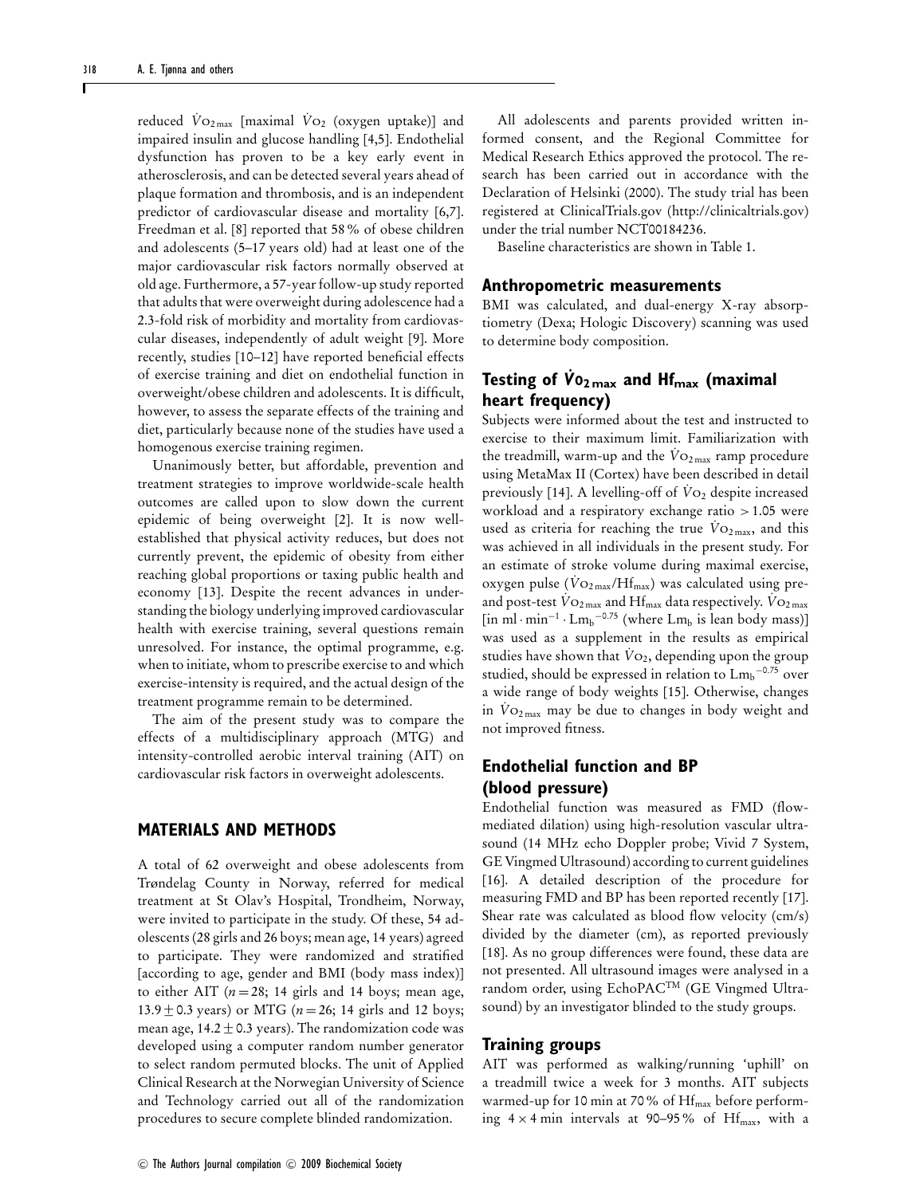reduced $\dot{V}O_{2\,max}$ [maximal $\dot{V}O_2$ (oxygen uptake)] and impaired insulin and glucose handling [4,5]. Endothelial dysfunction has proven to be a key early event in atherosclerosis, and can be detected several years ahead of plaque formation and thrombosis, and is an independent predictor of cardiovascular disease and mortality [6,7]. Freedman et al. [8] reported that 58 % of obese children and adolescents (5–17 years old) had at least one of the major cardiovascular risk factors normally observed at old age. Furthermore, a 57-year follow-up study reported that adults that were overweight during adolescence had a 2.3-fold risk of morbidity and mortality from cardiovascular diseases, independently of adult weight [9]. More recently, studies [10–12] have reported beneficial effects of exercise training and diet on endothelial function in overweight/obese children and adolescents. It is difficult, however, to assess the separate effects of the training and diet, particularly because none of the studies have used a homogenous exercise training regimen.

Unanimously better, but affordable, prevention and treatment strategies to improve worldwide-scale health outcomes are called upon to slow down the current epidemic of being overweight [2]. It is now well-established that physical activity reduces, but does not currently prevent, the epidemic of obesity from either reaching global proportions or taxing public health and economy [13]. Despite the recent advances in understanding the biology underlying improved cardiovascular health with exercise training, several questions remain unresolved. For instance, the optimal programme, e.g. when to initiate, whom to prescribe exercise to and which exercise-intensity is required, and the actual design of the treatment programme remain to be determined.

The aim of the present study was to compare the effects of a multidisciplinary approach (MTG) and intensity-controlled aerobic interval training (AIT) on cardiovascular risk factors in overweight adolescents.

## MATERIALS AND METHODS

A total of 62 overweight and obese adolescents from Trøndelag County in Norway, referred for medical treatment at St Olav's Hospital, Trondheim, Norway, were invited to participate in the study. Of these, 54 adolescents (28 girls and 26 boys; mean age, 14 years) agreed to participate. They were randomized and stratified [according to age, gender and BMI (body mass index)] to either AIT ($n = 28$; 14 girls and 14 boys; mean age, $13.9 \pm 0.3$ years) or MTG ($n = 26$; 14 girls and 12 boys; mean age, $14.2 \pm 0.3$ years). The randomization code was developed using a computer random number generator to select random permuted blocks. The unit of Applied Clinical Research at the Norwegian University of Science and Technology carried out all of the randomization procedures to secure complete blinded randomization.

All adolescents and parents provided written informed consent, and the Regional Committee for Medical Research Ethics approved the protocol. The research has been carried out in accordance with the Declaration of Helsinki (2000). The study trial has been registered at ClinicalTrials.gov (http://clinicaltrials.gov) under the trial number NCT00184236.

Baseline characteristics are shown in Table 1.

### Anthropometric measurements

BMI was calculated, and dual-energy X-ray absorptiometry (Dexa; Hologic Discovery) scanning was used to determine body composition.

### Testing of $\dot{V}O_{2\,max}$ and $Hf_{max}$ (maximal heart frequency)

Subjects were informed about the test and instructed to exercise to their maximum limit. Familiarization with the treadmill, warm-up and the $\dot{V}O_{2\,max}$ ramp procedure using MetaMax II (Cortex) have been described in detail previously [14]. A levelling-off of $\dot{V}O_2$ despite increased workload and a respiratory exchange ratio > 1.05 were used as criteria for reaching the true $\dot{V}O_{2\,max}$, and this was achieved in all individuals in the present study. For an estimate of stroke volume during maximal exercise, oxygen pulse ($\dot{V}O_{2\,max}/Hf_{max}$) was calculated using pre- and post-test $\dot{V}O_{2\,max}$ and $Hf_{max}$ data respectively. $\dot{V}O_{2\,max}$ [in $ml \cdot min^{-1} \cdot Lm_b^{-0.75}$ (where $Lm_b$ is lean body mass)] was used as a supplement in the results as empirical studies have shown that $\dot{V}O_2$, depending upon the group studied, should be expressed in relation to $Lm_b^{-0.75}$ over a wide range of body weights [15]. Otherwise, changes in $\dot{V}O_{2\,max}$ may be due to changes in body weight and not improved fitness.

### Endothelial function and BP (blood pressure)

Endothelial function was measured as FMD (flow-mediated dilation) using high-resolution vascular ultrasound (14 MHz echo Doppler probe; Vivid 7 System, GE Vingmed Ultrasound) according to current guidelines [16]. A detailed description of the procedure for measuring FMD and BP has been reported recently [17]. Shear rate was calculated as blood flow velocity (cm/s) divided by the diameter (cm), as reported previously [18]. As no group differences were found, these data are not presented. All ultrasound images were analysed in a random order, using EchoPAC™ (GE Vingmed Ultrasound) by an investigator blinded to the study groups.

### Training groups

AIT was performed as walking/running 'uphill' on a treadmill twice a week for 3 months. AIT subjects warmed-up for 10 min at 70 % of $Hf_{max}$ before performing $4 \times 4$ min intervals at 90–95 % of $Hf_{max}$, with a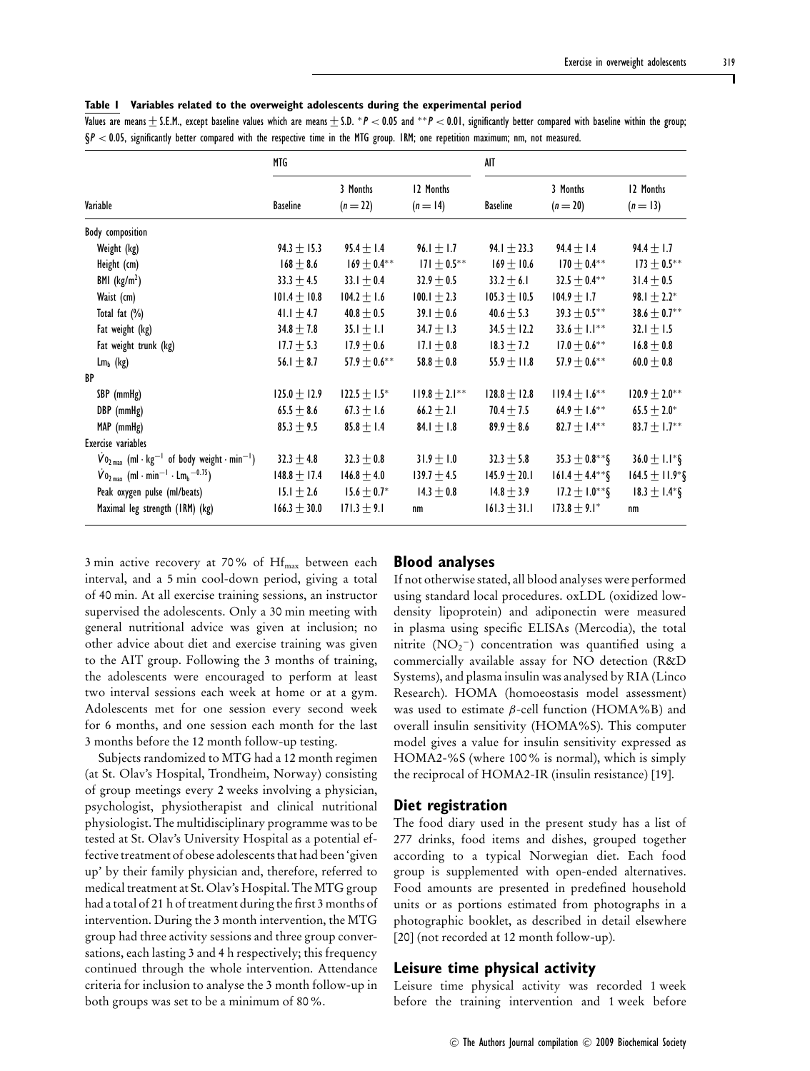**Table 1 Variables related to the overweight adolescents during the experimental period**

Values are means ± S.E.M., except baseline values which are means ± S.D. \* $P < 0.05$ and \*\* $P < 0.01$, significantly better compared with baseline within the group; § $P < 0.05$, significantly better compared with the respective time in the MTG group. 1RM; one repetition maximum; nm, not measured.

| Variable | MTG | | | AIT | | |
|---|---|---|---|---|---|---|
| | Baseline | 3 Months ($n = 22$) | 12 Months ($n = 14$) | Baseline | 3 Months ($n = 20$) | 12 Months ($n = 13$) |
| Body composition | | | | | | |
| Weight (kg) | 94.3 ± 15.3 | 95.4 ± 1.4 | 96.1 ± 1.7 | 94.1 ± 23.3 | 94.4 ± 1.4 | 94.4 ± 1.7 |
| Height (cm) | 168 ± 8.6 | 169 ± 0.4** | 171 ± 0.5** | 169 ± 10.6 | 170 ± 0.4** | 173 ± 0.5** |
| BMI (kg/m$^2$) | 33.3 ± 4.5 | 33.1 ± 0.4 | 32.9 ± 0.5 | 33.2 ± 6.1 | 32.5 ± 0.4** | 31.4 ± 0.5 |
| Waist (cm) | 101.4 ± 10.8 | 104.2 ± 1.6 | 100.1 ± 2.3 | 105.3 ± 10.5 | 104.9 ± 1.7 | 98.1 ± 2.2* |
| Total fat (%) | 41.1 ± 4.7 | 40.8 ± 0.5 | 39.1 ± 0.6 | 40.6 ± 5.3 | 39.3 ± 0.5** | 38.6 ± 0.7** |
| Fat weight (kg) | 34.8 ± 7.8 | 35.1 ± 1.1 | 34.7 ± 1.3 | 34.5 ± 12.2 | 33.6 ± 1.1** | 32.1 ± 1.5 |
| Fat weight trunk (kg) | 17.7 ± 5.3 | 17.9 ± 0.6 | 17.1 ± 0.8 | 18.3 ± 7.2 | 17.0 ± 0.6** | 16.8 ± 0.8 |
| $Lm_b$ (kg) | 56.1 ± 8.7 | 57.9 ± 0.6** | 58.8 ± 0.8 | 55.9 ± 11.8 | 57.9 ± 0.6** | 60.0 ± 0.8 |
| BP | | | | | | |
| SBP (mmHg) | 125.0 ± 12.9 | 122.5 ± 1.5* | 119.8 ± 2.1** | 128.8 ± 12.8 | 119.4 ± 1.6** | 120.9 ± 2.0** |
| DBP (mmHg) | 65.5 ± 8.6 | 67.3 ± 1.6 | 66.2 ± 2.1 | 70.4 ± 7.5 | 64.9 ± 1.6** | 65.5 ± 2.0* |
| MAP (mmHg) | 85.3 ± 9.5 | 85.8 ± 1.4 | 84.1 ± 1.8 | 89.9 ± 8.6 | 82.7 ± 1.4** | 83.7 ± 1.7** |
| Exercise variables | | | | | | |
| $\dot{V}O_{2\,max}$ (ml · kg$^{-1}$ of body weight · min$^{-1}$) | 32.3 ± 4.8 | 32.3 ± 0.8 | 31.9 ± 1.0 | 32.3 ± 5.8 | 35.3 ± 0.8**§ | 36.0 ± 1.1*§ |
| $\dot{V}O_{2\,max}$ (ml · min$^{-1}$ · $Lm_b^{-0.75}$) | 148.8 ± 17.4 | 146.8 ± 4.0 | 139.7 ± 4.5 | 145.9 ± 20.1 | 161.4 ± 4.4**§ | 164.5 ± 11.9*§ |
| Peak oxygen pulse (ml/beats) | 15.1 ± 2.6 | 15.6 ± 0.7* | 14.3 ± 0.8 | 14.8 ± 3.9 | 17.2 ± 1.0**§ | 18.3 ± 1.4*§ |
| Maximal leg strength (1RM) (kg) | 166.3 ± 30.0 | 171.3 ± 9.1 | nm | 161.3 ± 31.1 | 173.8 ± 9.1* | nm |

3 min active recovery at 70 % of $Hf_{max}$ between each interval, and a 5 min cool-down period, giving a total of 40 min. At all exercise training sessions, an instructor supervised the adolescents. Only a 30 min meeting with general nutritional advice was given at inclusion; no other advice about diet and exercise training was given to the AIT group. Following the 3 months of training, the adolescents were encouraged to perform at least two interval sessions each week at home or at a gym. Adolescents met for one session every second week for 6 months, and one session each month for the last 3 months before the 12 month follow-up testing.

Subjects randomized to MTG had a 12 month regimen (at St. Olav's Hospital, Trondheim, Norway) consisting of group meetings every 2 weeks involving a physician, psychologist, physiotherapist and clinical nutritional physiologist. The multidisciplinary programme was to be tested at St. Olav's University Hospital as a potential effective treatment of obese adolescents that had been 'given up' by their family physician and, therefore, referred to medical treatment at St. Olav's Hospital. The MTG group had a total of 21 h of treatment during the first 3 months of intervention. During the 3 month intervention, the MTG group had three activity sessions and three group conversations, each lasting 3 and 4 h respectively; this frequency continued through the whole intervention. Attendance criteria for inclusion to analyse the 3 month follow-up in both groups was set to be a minimum of 80 %.

## Blood analyses

If not otherwise stated, all blood analyses were performed using standard local procedures. oxLDL (oxidized low-density lipoprotein) and adiponectin were measured in plasma using specific ELISAs (Mercodia), the total nitrite ($NO_2^-$) concentration was quantified using a commercially available assay for NO detection (R&D Systems), and plasma insulin was analysed by RIA (Linco Research). HOMA (homoeostasis model assessment) was used to estimate $\beta$-cell function (HOMA%B) and overall insulin sensitivity (HOMA%S). This computer model gives a value for insulin sensitivity expressed as HOMA2-%S (where 100 % is normal), which is simply the reciprocal of HOMA2-IR (insulin resistance) [19].

## Diet registration

The food diary used in the present study has a list of 277 drinks, food items and dishes, grouped together according to a typical Norwegian diet. Each food group is supplemented with open-ended alternatives. Food amounts are presented in predefined household units or as portions estimated from photographs in a photographic booklet, as described in detail elsewhere [20] (not recorded at 12 month follow-up).

## Leisure time physical activity

Leisure time physical activity was recorded 1 week before the training intervention and 1 week before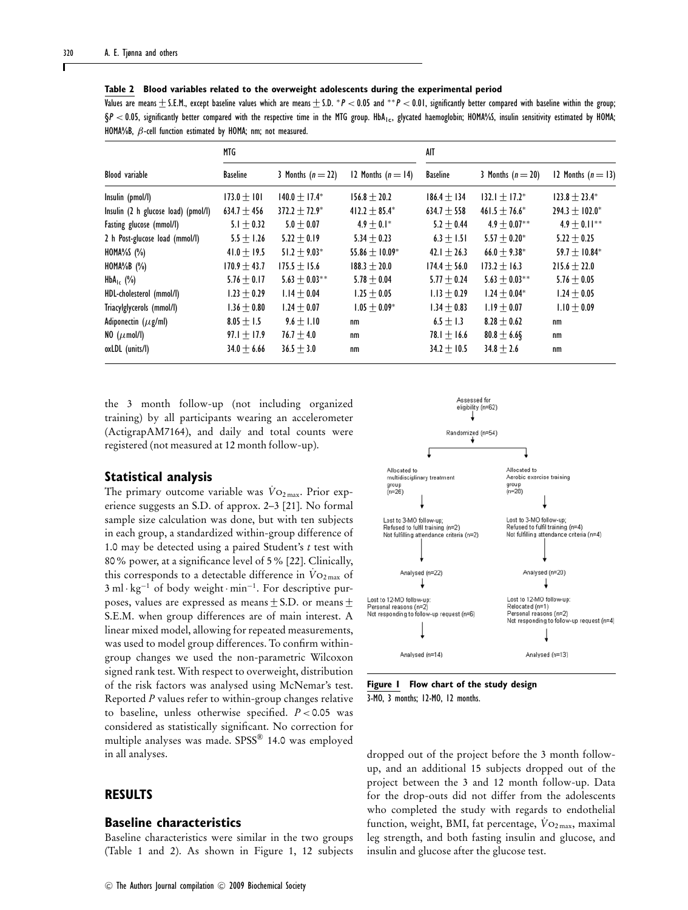**Table 2 Blood variables related to the overweight adolescents during the experimental period**

Values are means ± S.E.M., except baseline values which are means ± S.D. \*$P < 0.05$ and \*\*$P < 0.01$, significantly better compared with baseline within the group; §$P < 0.05$, significantly better compared with the respective time in the MTG group. $HbA_{1c}$, glycated haemoglobin; HOMA%S, insulin sensitivity estimated by HOMA; HOMA%B, $\beta$-cell function estimated by HOMA; nm; not measured.

| | MTG | | | AIT | | |
|---|---|---|---|---|---|---|
| Blood variable | Baseline | 3 Months ($n = 22$) | 12 Months ($n = 14$) | Baseline | 3 Months ($n = 20$) | 12 Months ($n = 13$) |
| Insulin (pmol/l) | 173.0 ± 101 | 140.0 ± 17.4* | 156.8 ± 20.2 | 186.4 ± 134 | 132.1 ± 17.2* | 123.8 ± 23.4* |
| Insulin (2 h glucose load) (pmol/l) | 634.7 ± 456 | 372.2 ± 72.9* | 412.2 ± 85.4* | 634.7 ± 558 | 461.5 ± 76.6* | 294.3 ± 102.0* |
| Fasting glucose (mmol/l) | 5.1 ± 0.32 | 5.0 ± 0.07 | 4.9 ± 0.1* | 5.2 ± 0.44 | 4.9 ± 0.07** | 4.9 ± 0.11** |
| 2 h Post-glucose load (mmol/l) | 5.5 ± 1.26 | 5.22 ± 0.19 | 5.34 ± 0.23 | 6.3 ± 1.51 | 5.57 ± 0.20* | 5.22 ± 0.25 |
| HOMA%S (%) | 41.0 ± 19.5 | 51.2 ± 9.03* | 55.86 ± 10.09* | 42.1 ± 26.3 | 66.0 ± 9.38* | 59.7 ± 10.84* |
| HOMA%B (%) | 170.9 ± 43.7 | 175.5 ± 15.6 | 188.3 ± 20.0 | 174.4 ± 56.0 | 173.2 ± 16.3 | 215.6 ± 22.0 |
| $HbA_{1c}$ (%) | 5.76 ± 0.17 | 5.63 ± 0.03** | 5.78 ± 0.04 | 5.77 ± 0.24 | 5.63 ± 0.03** | 5.76 ± 0.05 |
| HDL-cholesterol (mmol/l) | 1.23 ± 0.29 | 1.14 ± 0.04 | 1.25 ± 0.05 | 1.13 ± 0.29 | 1.24 ± 0.04* | 1.24 ± 0.05 |
| Triacylglycerols (mmol/l) | 1.36 ± 0.80 | 1.24 ± 0.07 | 1.05 ± 0.09* | 1.34 ± 0.83 | 1.19 ± 0.07 | 1.10 ± 0.09 |
| Adiponectin ($\mu$g/ml) | 8.05 ± 1.5 | 9.6 ± 1.10 | nm | 6.5 ± 1.3 | 8.28 ± 0.62 | nm |
| NO ($\mu$mol/l) | 97.1 ± 17.9 | 76.7 ± 4.0 | nm | 78.1 ± 16.6 | 80.8 ± 6.6§ | nm |
| oxLDL (units/l) | 34.0 ± 6.66 | 36.5 ± 3.0 | nm | 34.2 ± 10.5 | 34.8 ± 2.6 | nm |

the 3 month follow-up (not including organized training) by all participants wearing an accelerometer (ActigrapAM7164), and daily and total counts were registered (not measured at 12 month follow-up).

## Statistical analysis

The primary outcome variable was $\dot{V}O_{2\,max}$. Prior experience suggests an S.D. of approx. 2–3 [21]. No formal sample size calculation was done, but with ten subjects in each group, a standardized within-group difference of 1.0 may be detected using a paired Student's *t* test with 80% power, at a significance level of 5% [22]. Clinically, this corresponds to a detectable difference in $\dot{V}O_{2\,max}$ of $3\ \text{ml} \cdot \text{kg}^{-1}$ of body weight $\cdot\ \text{min}^{-1}$. For descriptive purposes, values are expressed as means ± S.D. or means ± S.E.M. when group differences are of main interest. A linear mixed model, allowing for repeated measurements, was used to model group differences. To confirm within-group changes we used the non-parametric Wilcoxon signed rank test. With respect to overweight, distribution of the risk factors was analysed using McNemar's test. Reported *P* values refer to within-group changes relative to baseline, unless otherwise specified. $P < 0.05$ was considered as statistically significant. No correction for multiple analyses was made. SPSS® 14.0 was employed in all analyses.

# RESULTS

## Baseline characteristics

Baseline characteristics were similar in the two groups (Table 1 and 2). As shown in Figure 1, 12 subjects dropped out of the project before the 3 month follow-up, and an additional 15 subjects dropped out of the project between the 3 and 12 month follow-up. Data for the drop-outs did not differ from the adolescents who completed the study with regards to endothelial function, weight, BMI, fat percentage, $\dot{V}O_{2\,max}$, maximal leg strength, and both fasting insulin and glucose, and insulin and glucose after the glucose test.

Assessed for eligibility (n=62)
Randomized (n=54)

Allocated to multidisciplinary treatment group (n=26) → Lost to 3-MO follow-up; Refused to fulfil training (n=2); Not fulfilling attendance criteria (n=2) → Analysed (n=22) → Lost to 12-MO follow-up: Personal reasons (n=2); Not responding to follow-up request (n=6) → Analysed (n=14)

Allocated to Aerobic exercise training group (n=28) → Lost to 3-MO follow-up; Refused to fulfil training (n=4); Not fulfilling attendance criteria (n=4) → Analysed (n=20) → Lost to 12-MO follow-up: Relocated (n=1); Personal reasons (n=2); Not responding to follow-up request (n=4) → Analysed (n=13)

**Figure 1 Flow chart of the study design**

3-MO, 3 months; 12-MO, 12 months.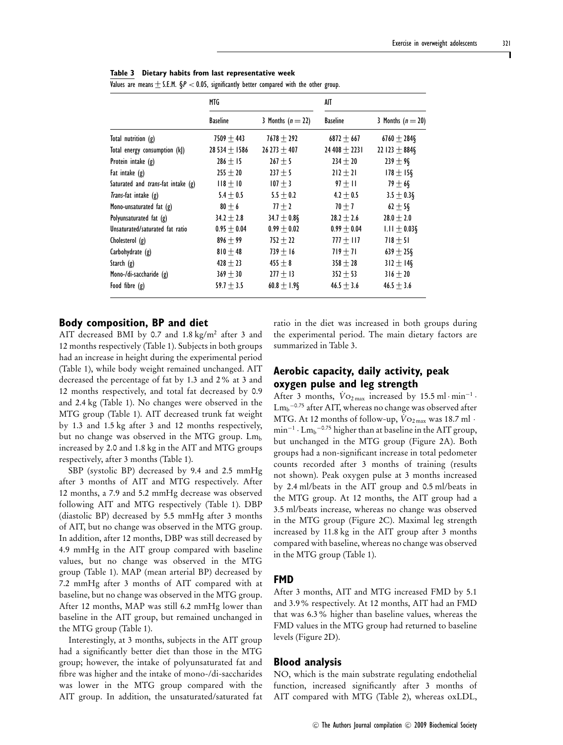**Table 3 Dietary habits from last representative week**

Values are means ± S.E.M. §$P < 0.05$, significantly better compared with the other group.

| | MTG | | AIT | |
|---|---|---|---|---|
| | Baseline | 3 Months ($n = 22$) | Baseline | 3 Months ($n = 20$) |
| Total nutrition (g) | 7509 ± 443 | 7678 ± 292 | 6872 ± 667 | 6760 ± 284§ |
| Total energy consumption (kJ) | 28 534 ± 1586 | 26 273 ± 407 | 24 408 ± 2231 | 22 123 ± 884§ |
| Protein intake (g) | 286 ± 15 | 267 ± 5 | 234 ± 20 | 239 ± 9§ |
| Fat intake (g) | 255 ± 20 | 237 ± 5 | 212 ± 21 | 178 ± 15§ |
| Saturated and *trans*-fat intake (g) | 118 ± 10 | 107 ± 3 | 97 ± 11 | 79 ± 6§ |
| *Trans*-fat intake (g) | 5.4 ± 0.5 | 5.5 ± 0.2 | 4.2 ± 0.5 | 3.5 ± 0.3§ |
| Mono-unsaturated fat (g) | 80 ± 6 | 77 ± 2 | 70 ± 7 | 62 ± 5§ |
| Polyunsaturated fat (g) | 34.2 ± 2.8 | 34.7 ± 0.8§ | 28.2 ± 2.6 | 28.0 ± 2.0 |
| Unsaturated/saturated fat ratio | 0.95 ± 0.04 | 0.99 ± 0.02 | 0.99 ± 0.04 | 1.11 ± 0.03§ |
| Cholesterol (g) | 896 ± 99 | 752 ± 22 | 777 ± 117 | 718 ± 51 |
| Carbohydrate (g) | 810 ± 48 | 739 ± 16 | 719 ± 71 | 639 ± 25§ |
| Starch (g) | 428 ± 23 | 455 ± 8 | 358 ± 28 | 312 ± 14§ |
| Mono-/di-saccharide (g) | 369 ± 30 | 277 ± 13 | 352 ± 53 | 316 ± 20 |
| Food fibre (g) | 59.7 ± 3.5 | 60.8 ± 1.9§ | 46.5 ± 3.6 | 46.5 ± 3.6 |

## Body composition, BP and diet

AIT decreased BMI by 0.7 and 1.8 kg/m$^2$ after 3 and 12 months respectively (Table 1). Subjects in both groups had an increase in height during the experimental period (Table 1), while body weight remained unchanged. AIT decreased the percentage of fat by 1.3 and 2 % at 3 and 12 months respectively, and total fat decreased by 0.9 and 2.4 kg (Table 1). No changes were observed in the MTG group (Table 1). AIT decreased trunk fat weight by 1.3 and 1.5 kg after 3 and 12 months respectively, but no change was observed in the MTG group. $Lm_b$ increased by 2.0 and 1.8 kg in the AIT and MTG groups respectively, after 3 months (Table 1).

SBP (systolic BP) decreased by 9.4 and 2.5 mmHg after 3 months of AIT and MTG respectively. After 12 months, a 7.9 and 5.2 mmHg decrease was observed following AIT and MTG respectively (Table 1). DBP (diastolic BP) decreased by 5.5 mmHg after 3 months of AIT, but no change was observed in the MTG group. In addition, after 12 months, DBP was still decreased by 4.9 mmHg in the AIT group compared with baseline values, but no change was observed in the MTG group (Table 1). MAP (mean arterial BP) decreased by 7.2 mmHg after 3 months of AIT compared with at baseline, but no change was observed in the MTG group. After 12 months, MAP was still 6.2 mmHg lower than baseline in the AIT group, but remained unchanged in the MTG group (Table 1).

Interestingly, at 3 months, subjects in the AIT group had a significantly better diet than those in the MTG group; however, the intake of polyunsaturated fat and fibre was higher and the intake of mono-/di-saccharides was lower in the MTG group compared with the AIT group. In addition, the unsaturated/saturated fat ratio in the diet was increased in both groups during the experimental period. The main dietary factors are summarized in Table 3.

## Aerobic capacity, daily activity, peak oxygen pulse and leg strength

After 3 months, $\dot{V}O_{2\,max}$ increased by 15.5 ml · min$^{-1}$ · $Lm_b^{-0.75}$ after AIT, whereas no change was observed after MTG. At 12 months of follow-up, $\dot{V}O_{2\,max}$ was 18.7 ml · min$^{-1}$ · $Lm_b^{-0.75}$ higher than at baseline in the AIT group, but unchanged in the MTG group (Figure 2A). Both groups had a non-significant increase in total pedometer counts recorded after 3 months of training (results not shown). Peak oxygen pulse at 3 months increased by 2.4 ml/beats in the AIT group and 0.5 ml/beats in the MTG group. At 12 months, the AIT group had a 3.5 ml/beats increase, whereas no change was observed in the MTG group (Figure 2C). Maximal leg strength increased by 11.8 kg in the AIT group after 3 months compared with baseline, whereas no change was observed in the MTG group (Table 1).

## FMD

After 3 months, AIT and MTG increased FMD by 5.1 and 3.9 % respectively. At 12 months, AIT had an FMD that was 6.3 % higher than baseline values, whereas the FMD values in the MTG group had returned to baseline levels (Figure 2D).

## Blood analysis

NO, which is the main substrate regulating endothelial function, increased significantly after 3 months of AIT compared with MTG (Table 2), whereas oxLDL,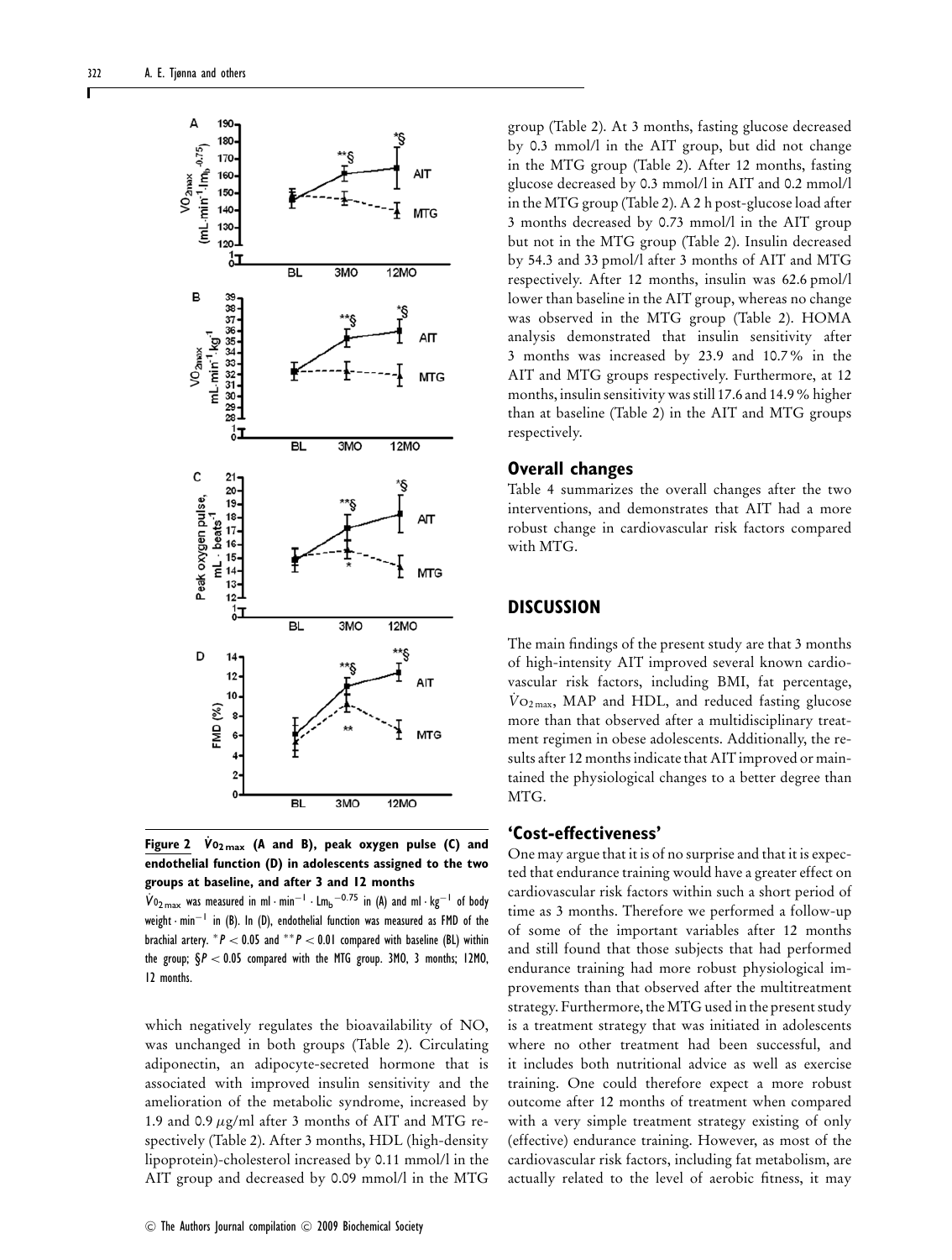**Figure 2 $\dot{V}O_{2\,max}$ (A and B), peak oxygen pulse (C) and endothelial function (D) in adolescents assigned to the two groups at baseline, and after 3 and 12 months**

$\dot{V}O_{2\,max}$ was measured in ml · min$^{-1}$ · Lm$_b$$^{-0.75}$ in (A) and ml · kg$^{-1}$ of body weight · min$^{-1}$ in (B). In (D), endothelial function was measured as FMD of the brachial artery. $^*P < 0.05$ and $^{**}P < 0.01$ compared with baseline (BL) within the group; §$P < 0.05$ compared with the MTG group. 3MO, 3 months; 12MO, 12 months.

which negatively regulates the bioavailability of NO, was unchanged in both groups (Table 2). Circulating adiponectin, an adipocyte-secreted hormone that is associated with improved insulin sensitivity and the amelioration of the metabolic syndrome, increased by 1.9 and 0.9 μg/ml after 3 months of AIT and MTG respectively (Table 2). After 3 months, HDL (high-density lipoprotein)-cholesterol increased by 0.11 mmol/l in the AIT group and decreased by 0.09 mmol/l in the MTG group (Table 2). At 3 months, fasting glucose decreased by 0.3 mmol/l in the AIT group, but did not change in the MTG group (Table 2). After 12 months, fasting glucose decreased by 0.3 mmol/l in AIT and 0.2 mmol/l in the MTG group (Table 2). A 2 h post-glucose load after 3 months decreased by 0.73 mmol/l in the AIT group but not in the MTG group (Table 2). Insulin decreased by 54.3 and 33 pmol/l after 3 months of AIT and MTG respectively. After 12 months, insulin was 62.6 pmol/l lower than baseline in the AIT group, whereas no change was observed in the MTG group (Table 2). HOMA analysis demonstrated that insulin sensitivity after 3 months was increased by 23.9 and 10.7% in the AIT and MTG groups respectively. Furthermore, at 12 months, insulin sensitivity was still 17.6 and 14.9% higher than at baseline (Table 2) in the AIT and MTG groups respectively.

## Overall changes

Table 4 summarizes the overall changes after the two interventions, and demonstrates that AIT had a more robust change in cardiovascular risk factors compared with MTG.

# DISCUSSION

The main findings of the present study are that 3 months of high-intensity AIT improved several known cardiovascular risk factors, including BMI, fat percentage, $\dot{V}O_{2\,max}$, MAP and HDL, and reduced fasting glucose more than that observed after a multidisciplinary treatment regimen in obese adolescents. Additionally, the results after 12 months indicate that AIT improved or maintained the physiological changes to a better degree than MTG.

## 'Cost-effectiveness'

One may argue that it is of no surprise and that it is expected that endurance training would have a greater effect on cardiovascular risk factors within such a short period of time as 3 months. Therefore we performed a follow-up of some of the important variables after 12 months and still found that those subjects that had performed endurance training had more robust physiological improvements than that observed after the multitreatment strategy. Furthermore, the MTG used in the present study is a treatment strategy that was initiated in adolescents where no other treatment had been successful, and it includes both nutritional advice as well as exercise training. One could therefore expect a more robust outcome after 12 months of treatment when compared with a very simple treatment strategy existing of only (effective) endurance training. However, as most of the cardiovascular risk factors, including fat metabolism, are actually related to the level of aerobic fitness, it may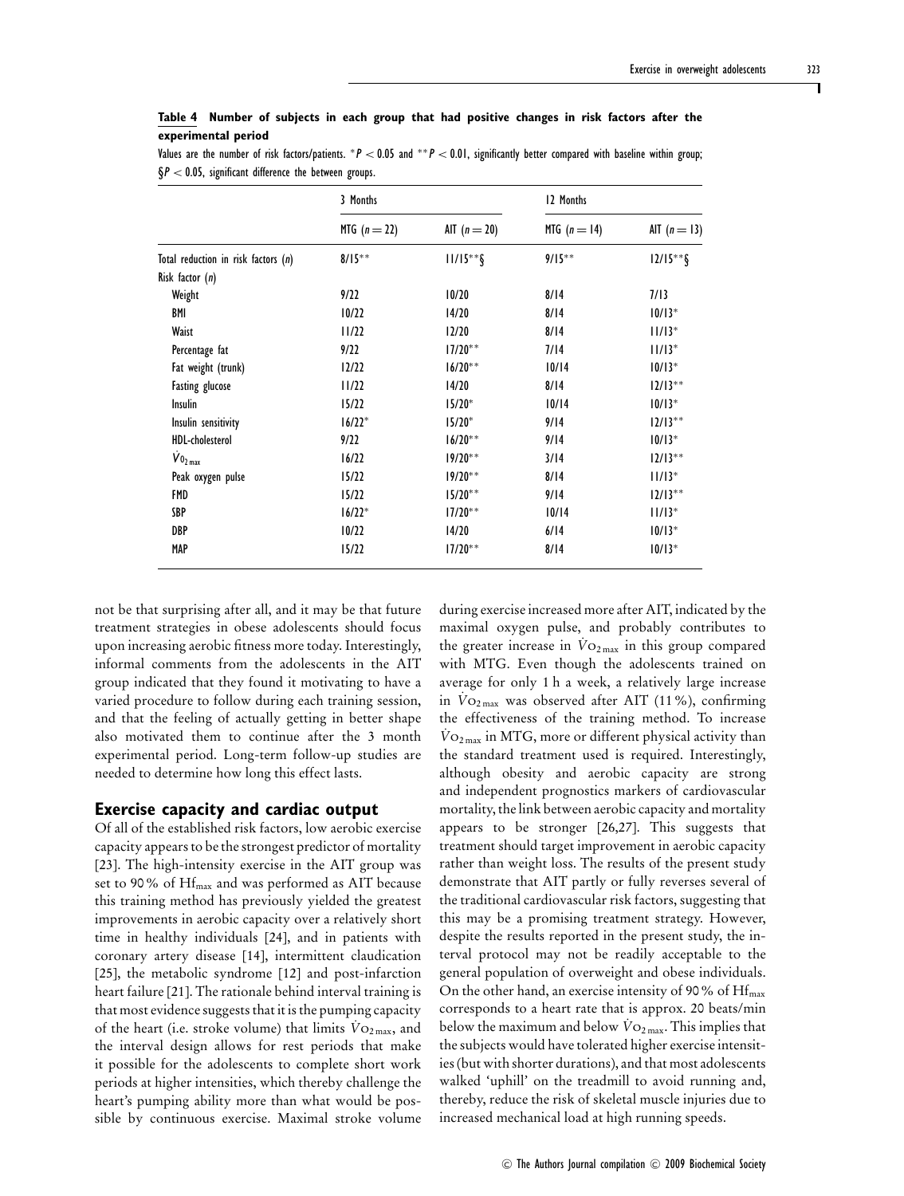**Table 4 Number of subjects in each group that had positive changes in risk factors after the experimental period**

Values are the number of risk factors/patients. * $P < 0.05$ and ** $P < 0.01$, significantly better compared with baseline within group; § $P < 0.05$, significant difference the between groups.

| | 3 Months | | 12 Months | |
|---|---|---|---|---|
| | MTG ($n = 22$) | AIT ($n = 20$) | MTG ($n = 14$) | AIT ($n = 13$) |
| Total reduction in risk factors (n) | 8/15** | 11/15**§ | 9/15** | 12/15**§ |
| Risk factor (n) | | | | |
| Weight | 9/22 | 10/20 | 8/14 | 7/13 |
| BMI | 10/22 | 14/20 | 8/14 | 10/13* |
| Waist | 11/22 | 12/20 | 8/14 | 11/13* |
| Percentage fat | 9/22 | 17/20** | 7/14 | 11/13* |
| Fat weight (trunk) | 12/22 | 16/20** | 10/14 | 10/13* |
| Fasting glucose | 11/22 | 14/20 | 8/14 | 12/13** |
| Insulin | 15/22 | 15/20* | 10/14 | 10/13* |
| Insulin sensitivity | 16/22* | 15/20* | 9/14 | 12/13** |
| HDL-cholesterol | 9/22 | 16/20** | 9/14 | 10/13* |
| $\dot{V}O_{2\,max}$ | 16/22 | 19/20** | 3/14 | 12/13** |
| Peak oxygen pulse | 15/22 | 19/20** | 8/14 | 11/13* |
| FMD | 15/22 | 15/20** | 9/14 | 12/13** |
| SBP | 16/22* | 17/20** | 10/14 | 11/13* |
| DBP | 10/22 | 14/20 | 6/14 | 10/13* |
| MAP | 15/22 | 17/20** | 8/14 | 10/13* |

not be that surprising after all, and it may be that future treatment strategies in obese adolescents should focus upon increasing aerobic fitness more today. Interestingly, informal comments from the adolescents in the AIT group indicated that they found it motivating to have a varied procedure to follow during each training session, and that the feeling of actually getting in better shape also motivated them to continue after the 3 month experimental period. Long-term follow-up studies are needed to determine how long this effect lasts.

## Exercise capacity and cardiac output

Of all of the established risk factors, low aerobic exercise capacity appears to be the strongest predictor of mortality [23]. The high-intensity exercise in the AIT group was set to 90% of $Hf_{max}$ and was performed as AIT because this training method has previously yielded the greatest improvements in aerobic capacity over a relatively short time in healthy individuals [24], and in patients with coronary artery disease [14], intermittent claudication [25], the metabolic syndrome [12] and post-infarction heart failure [21]. The rationale behind interval training is that most evidence suggests that it is the pumping capacity of the heart (i.e. stroke volume) that limits $\dot{V}O_{2\,max}$, and the interval design allows for rest periods that make it possible for the adolescents to complete short work periods at higher intensities, which thereby challenge the heart's pumping ability more than what would be possible by continuous exercise. Maximal stroke volume during exercise increased more after AIT, indicated by the maximal oxygen pulse, and probably contributes to the greater increase in $\dot{V}O_{2\,max}$ in this group compared with MTG. Even though the adolescents trained on average for only 1 h a week, a relatively large increase in $\dot{V}O_{2\,max}$ was observed after AIT (11%), confirming the effectiveness of the training method. To increase $\dot{V}O_{2\,max}$ in MTG, more or different physical activity than the standard treatment used is required. Interestingly, although obesity and aerobic capacity are strong and independent prognostics markers of cardiovascular mortality, the link between aerobic capacity and mortality appears to be stronger [26,27]. This suggests that treatment should target improvement in aerobic capacity rather than weight loss. The results of the present study demonstrate that AIT partly or fully reverses several of the traditional cardiovascular risk factors, suggesting that this may be a promising treatment strategy. However, despite the results reported in the present study, the interval protocol may not be readily acceptable to the general population of overweight and obese individuals. On the other hand, an exercise intensity of 90% of $Hf_{max}$ corresponds to a heart rate that is approx. 20 beats/min below the maximum and below $\dot{V}O_{2\,max}$. This implies that the subjects would have tolerated higher exercise intensities (but with shorter durations), and that most adolescents walked 'uphill' on the treadmill to avoid running and, thereby, reduce the risk of skeletal muscle injuries due to increased mechanical load at high running speeds.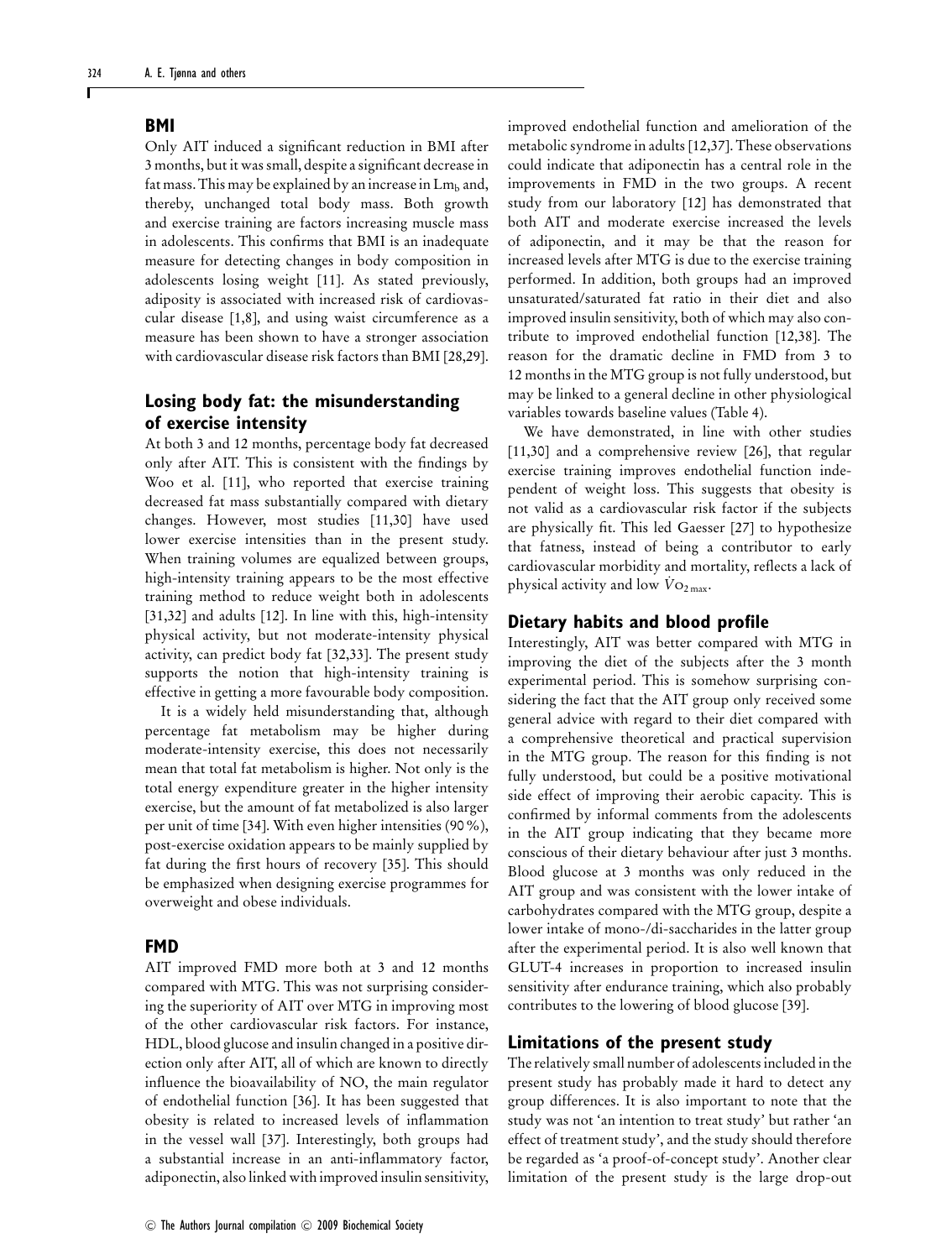## BMI

Only AIT induced a significant reduction in BMI after 3 months, but it was small, despite a significant decrease in fat mass. This may be explained by an increase in $Lm_b$ and, thereby, unchanged total body mass. Both growth and exercise training are factors increasing muscle mass in adolescents. This confirms that BMI is an inadequate measure for detecting changes in body composition in adolescents losing weight [11]. As stated previously, adiposity is associated with increased risk of cardiovascular disease [1,8], and using waist circumference as a measure has been shown to have a stronger association with cardiovascular disease risk factors than BMI [28,29].

## Losing body fat: the misunderstanding of exercise intensity

At both 3 and 12 months, percentage body fat decreased only after AIT. This is consistent with the findings by Woo et al. [11], who reported that exercise training decreased fat mass substantially compared with dietary changes. However, most studies [11,30] have used lower exercise intensities than in the present study. When training volumes are equalized between groups, high-intensity training appears to be the most effective training method to reduce weight both in adolescents [31,32] and adults [12]. In line with this, high-intensity physical activity, but not moderate-intensity physical activity, can predict body fat [32,33]. The present study supports the notion that high-intensity training is effective in getting a more favourable body composition.

It is a widely held misunderstanding that, although percentage fat metabolism may be higher during moderate-intensity exercise, this does not necessarily mean that total fat metabolism is higher. Not only is the total energy expenditure greater in the higher intensity exercise, but the amount of fat metabolized is also larger per unit of time [34]. With even higher intensities (90 %), post-exercise oxidation appears to be mainly supplied by fat during the first hours of recovery [35]. This should be emphasized when designing exercise programmes for overweight and obese individuals.

## FMD

AIT improved FMD more both at 3 and 12 months compared with MTG. This was not surprising considering the superiority of AIT over MTG in improving most of the other cardiovascular risk factors. For instance, HDL, blood glucose and insulin changed in a positive direction only after AIT, all of which are known to directly influence the bioavailability of NO, the main regulator of endothelial function [36]. It has been suggested that obesity is related to increased levels of inflammation in the vessel wall [37]. Interestingly, both groups had a substantial increase in an anti-inflammatory factor, adiponectin, also linked with improved insulin sensitivity, improved endothelial function and amelioration of the metabolic syndrome in adults [12,37]. These observations could indicate that adiponectin has a central role in the improvements in FMD in the two groups. A recent study from our laboratory [12] has demonstrated that both AIT and moderate exercise increased the levels of adiponectin, and it may be that the reason for increased levels after MTG is due to the exercise training performed. In addition, both groups had an improved unsaturated/saturated fat ratio in their diet and also improved insulin sensitivity, both of which may also contribute to improved endothelial function [12,38]. The reason for the dramatic decline in FMD from 3 to 12 months in the MTG group is not fully understood, but may be linked to a general decline in other physiological variables towards baseline values (Table 4).

We have demonstrated, in line with other studies [11,30] and a comprehensive review [26], that regular exercise training improves endothelial function independent of weight loss. This suggests that obesity is not valid as a cardiovascular risk factor if the subjects are physically fit. This led Gaesser [27] to hypothesize that fatness, instead of being a contributor to early cardiovascular morbidity and mortality, reflects a lack of physical activity and low $\dot{V}O_{2\,max}$.

## Dietary habits and blood profile

Interestingly, AIT was better compared with MTG in improving the diet of the subjects after the 3 month experimental period. This is somehow surprising considering the fact that the AIT group only received some general advice with regard to their diet compared with a comprehensive theoretical and practical supervision in the MTG group. The reason for this finding is not fully understood, but could be a positive motivational side effect of improving their aerobic capacity. This is confirmed by informal comments from the adolescents in the AIT group indicating that they became more conscious of their dietary behaviour after just 3 months. Blood glucose at 3 months was only reduced in the AIT group and was consistent with the lower intake of carbohydrates compared with the MTG group, despite a lower intake of mono-/di-saccharides in the latter group after the experimental period. It is also well known that GLUT-4 increases in proportion to increased insulin sensitivity after endurance training, which also probably contributes to the lowering of blood glucose [39].

## Limitations of the present study

The relatively small number of adolescents included in the present study has probably made it hard to detect any group differences. It is also important to note that the study was not 'an intention to treat study' but rather 'an effect of treatment study', and the study should therefore be regarded as 'a proof-of-concept study'. Another clear limitation of the present study is the large drop-out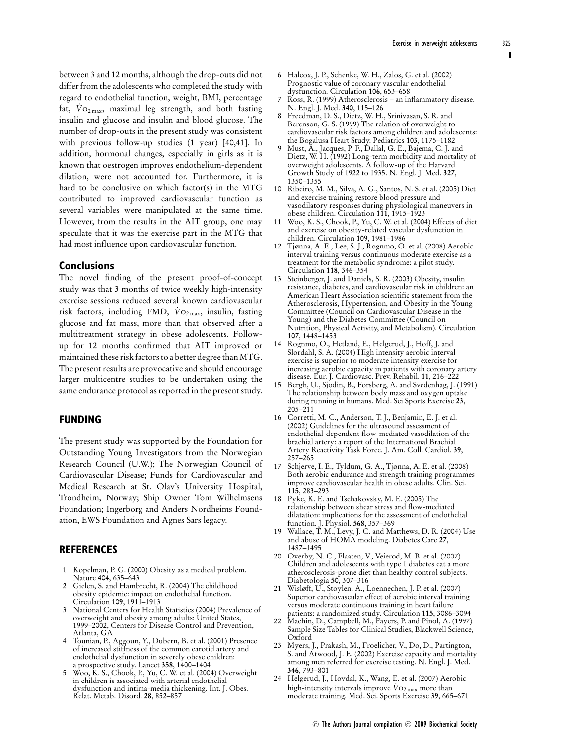between 3 and 12 months, although the drop-outs did not differ from the adolescents who completed the study with regard to endothelial function, weight, BMI, percentage fat, $\dot{V}O_{2\,max}$, maximal leg strength, and both fasting insulin and glucose and insulin and blood glucose. The number of drop-outs in the present study was consistent with previous follow-up studies (1 year) [40,41]. In addition, hormonal changes, especially in girls as it is known that oestrogen improves endothelium-dependent dilation, were not accounted for. Furthermore, it is hard to be conclusive on which factor(s) in the MTG contributed to improved cardiovascular function as several variables were manipulated at the same time. However, from the results in the AIT group, one may speculate that it was the exercise part in the MTG that had most influence upon cardiovascular function.

### Conclusions

The novel finding of the present proof-of-concept study was that 3 months of twice weekly high-intensity exercise sessions reduced several known cardiovascular risk factors, including FMD, $\dot{V}O_{2\,max}$, insulin, fasting glucose and fat mass, more than that observed after a multitreatment strategy in obese adolescents. Follow-up for 12 months confirmed that AIT improved or maintained these risk factors to a better degree than MTG. The present results are provocative and should encourage larger multicentre studies to be undertaken using the same endurance protocol as reported in the present study.

## FUNDING

The present study was supported by the Foundation for Outstanding Young Investigators from the Norwegian Research Council (U.W.); The Norwegian Council of Cardiovascular Disease; Funds for Cardiovascular and Medical Research at St. Olav's University Hospital, Trondheim, Norway; Ship Owner Tom Wilhelmsens Foundation; Ingerborg and Anders Nordheims Foundation, EWS Foundation and Agnes Sars legacy.

## REFERENCES

1. Kopelman, P. G. (2000) Obesity as a medical problem. Nature **404**, 635–643
2. Gielen, S. and Hambrecht, R. (2004) The childhood obesity epidemic: impact on endothelial function. Circulation **109**, 1911–1913
3. National Centers for Health Statistics (2004) Prevalence of overweight and obesity among adults: United States, 1999–2002, Centers for Disease Control and Prevention, Atlanta, GA
4. Tounian, P., Aggoun, Y., Dubern, B. et al. (2001) Presence of increased stiffness of the common carotid artery and endothelial dysfunction in severely obese children: a prospective study. Lancet **358**, 1400–1404
5. Woo, K. S., Chook, P., Yu, C. W. et al. (2004) Overweight in children is associated with arterial endothelial dysfunction and intima-media thickening. Int. J. Obes. Relat. Metab. Disord. **28**, 852–857
6. Halcox, J. P., Schenke, W. H., Zalos, G. et al. (2002) Prognostic value of coronary vascular endothelial dysfunction. Circulation **106**, 653–658
7. Ross, R. (1999) Atherosclerosis – an inflammatory disease. N. Engl. J. Med. **340**, 115–126
8. Freedman, D. S., Dietz, W. H., Srinivasan, S. R. and Berenson, G. S. (1999) The relation of overweight to cardiovascular risk factors among children and adolescents: the Bogalusa Heart Study. Pediatrics **103**, 1175–1182
9. Must, A., Jacques, P. F., Dallal, G. E., Bajema, C. J. and Dietz, W. H. (1992) Long-term morbidity and mortality of overweight adolescents. A follow-up of the Harvard Growth Study of 1922 to 1935. N. Engl. J. Med. **327**, 1350–1355
10. Ribeiro, M. M., Silva, A. G., Santos, N. S. et al. (2005) Diet and exercise training restore blood pressure and vasodilatory responses during physiological maneuvers in obese children. Circulation **111**, 1915–1923
11. Woo, K. S., Chook, P., Yu, C. W. et al. (2004) Effects of diet and exercise on obesity-related vascular dysfunction in children. Circulation **109**, 1981–1986
12. Tjønna, A. E., Lee, S. J., Rognmo, O. et al. (2008) Aerobic interval training versus continuous moderate exercise as a treatment for the metabolic syndrome: a pilot study. Circulation **118**, 346–354
13. Steinberger, J. and Daniels, S. R. (2003) Obesity, insulin resistance, diabetes, and cardiovascular risk in children: an American Heart Association scientific statement from the Atherosclerosis, Hypertension, and Obesity in the Young Committee (Council on Cardiovascular Disease in the Young) and the Diabetes Committee (Council on Nutrition, Physical Activity, and Metabolism). Circulation **107**, 1448–1453
14. Rognmo, O., Hetland, E., Helgerud, J., Hoff, J. and Slordahl, S. A. (2004) High intensity aerobic interval exercise is superior to moderate intensity exercise for increasing aerobic capacity in patients with coronary artery disease. Eur. J. Cardiovasc. Prev. Rehabil. **11**, 216–222
15. Bergh, U., Sjodin, B., Forsberg, A. and Svedenhag, J. (1991) The relationship between body mass and oxygen uptake during running in humans. Med. Sci Sports Exercise **23**, 205–211
16. Corretti, M. C., Anderson, T. J., Benjamin, E. J. et al. (2002) Guidelines for the ultrasound assessment of endothelial-dependent flow-mediated vasodilation of the brachial artery: a report of the International Brachial Artery Reactivity Task Force. J. Am. Coll. Cardiol. **39**, 257–265
17. Schjerve, I. E., Tyldum, G. A., Tjønna, A. E. et al. (2008) Both aerobic endurance and strength training programmes improve cardiovascular health in obese adults. Clin. Sci. **115**, 283–293
18. Pyke, K. E. and Tschakovsky, M. E. (2005) The relationship between shear stress and flow-mediated dilatation: implications for the assessment of endothelial function. J. Physiol. **568**, 357–369
19. Wallace, T. M., Levy, J. C. and Matthews, D. R. (2004) Use and abuse of HOMA modeling. Diabetes Care **27**, 1487–1495
20. Overby, N. C., Flaaten, V., Veierod, M. B. et al. (2007) Children and adolescents with type 1 diabetes eat a more atherosclerosis-prone diet than healthy control subjects. Diabetologia **50**, 307–316
21. Wisløff, U., Stoylen, A., Loennechen, J. P. et al. (2007) Superior cardiovascular effect of aerobic interval training versus moderate continuous training in heart failure patients: a randomized study. Circulation **115**, 3086–3094
22. Machin, D., Campbell, M., Fayers, P. and Pinol, A. (1997) Sample Size Tables for Clinical Studies, Blackwell Science, Oxford
23. Myers, J., Prakash, M., Froelicher, V., Do, D., Partington, S. and Atwood, J. E. (2002) Exercise capacity and mortality among men referred for exercise testing. N. Engl. J. Med. **346**, 793–801
24. Helgerud, J., Hoydal, K., Wang, E. et al. (2007) Aerobic high-intensity intervals improve $\dot{V}O_{2\,max}$ more than moderate training. Med. Sci. Sports Exercise **39**, 665–671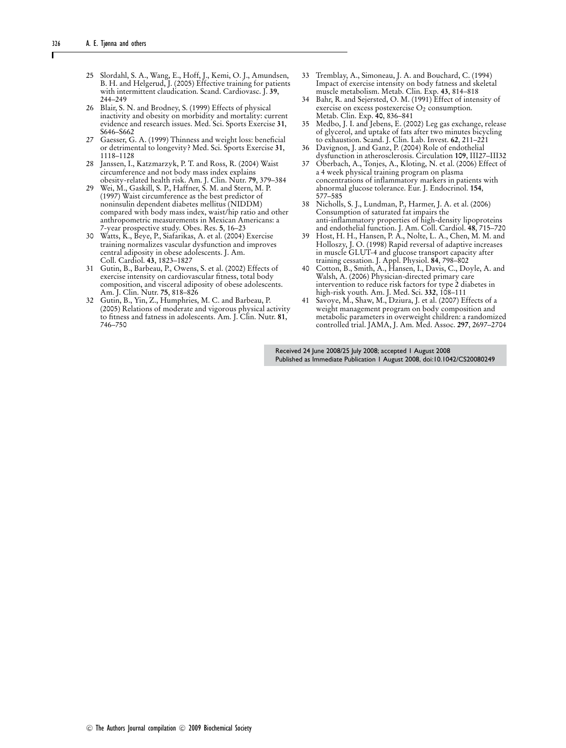25 Slordahl, S. A., Wang, E., Hoff, J., Kemi, O. J., Amundsen, B. H. and Helgerud, J. (2005) Effective training for patients with intermittent claudication. Scand. Cardiovasc. J. **39**, 244–249

26 Blair, S. N. and Brodney, S. (1999) Effects of physical inactivity and obesity on morbidity and mortality: current evidence and research issues. Med. Sci. Sports Exercise **31**, S646–S662

27 Gaesser, G. A. (1999) Thinness and weight loss: beneficial or detrimental to longevity? Med. Sci. Sports Exercise **31**, 1118–1128

28 Janssen, I., Katzmarzyk, P. T. and Ross, R. (2004) Waist circumference and not body mass index explains obesity-related health risk. Am. J. Clin. Nutr. **79**, 379–384

29 Wei, M., Gaskill, S. P., Haffner, S. M. and Stern, M. P. (1997) Waist circumference as the best predictor of noninsulin dependent diabetes mellitus (NIDDM) compared with body mass index, waist/hip ratio and other anthropometric measurements in Mexican Americans: a 7-year prospective study. Obes. Res. **5**, 16–23

30 Watts, K., Beye, P., Siafarikas, A. et al. (2004) Exercise training normalizes vascular dysfunction and improves central adiposity in obese adolescents. J. Am. Coll. Cardiol. **43**, 1823–1827

31 Gutin, B., Barbeau, P., Owens, S. et al. (2002) Effects of exercise intensity on cardiovascular fitness, total body composition, and visceral adiposity of obese adolescents. Am. J. Clin. Nutr. **75**, 818–826

32 Gutin, B., Yin, Z., Humphries, M. C. and Barbeau, P. (2005) Relations of moderate and vigorous physical activity to fitness and fatness in adolescents. Am. J. Clin. Nutr. **81**, 746–750

33 Tremblay, A., Simoneau, J. A. and Bouchard, C. (1994) Impact of exercise intensity on body fatness and skeletal muscle metabolism. Metab. Clin. Exp. **43**, 814–818

34 Bahr, R. and Sejersted, O. M. (1991) Effect of intensity of exercise on excess postexercise $O_2$ consumption. Metab. Clin. Exp. **40**, 836–841

35 Medbo, J. I. and Jebens, E. (2002) Leg gas exchange, release of glycerol, and uptake of fats after two minutes bicycling to exhaustion. Scand. J. Clin. Lab. Invest. **62**, 211–221

36 Davignon, J. and Ganz, P. (2004) Role of endothelial dysfunction in atherosclerosis. Circulation **109**, III27–III32

37 Oberbach, A., Tonjes, A., Kloting, N. et al. (2006) Effect of a 4 week physical training program on plasma concentrations of inflammatory markers in patients with abnormal glucose tolerance. Eur. J. Endocrinol. **154**, 577–585

38 Nicholls, S. J., Lundman, P., Harmer, J. A. et al. (2006) Consumption of saturated fat impairs the anti-inflammatory properties of high-density lipoproteins and endothelial function. J. Am. Coll. Cardiol. **48**, 715–720

39 Host, H. H., Hansen, P. A., Nolte, L. A., Chen, M. M. and Holloszy, J. O. (1998) Rapid reversal of adaptive increases in muscle GLUT-4 and glucose transport capacity after training cessation. J. Appl. Physiol. **84**, 798–802

40 Cotton, B., Smith, A., Hansen, I., Davis, C., Doyle, A. and Walsh, A. (2006) Physician-directed primary care intervention to reduce risk factors for type 2 diabetes in high-risk youth. Am. J. Med. Sci. **332**, 108–111

41 Savoye, M., Shaw, M., Dziura, J. et al. (2007) Effects of a weight management program on body composition and metabolic parameters in overweight children: a randomized controlled trial. JAMA, J. Am. Med. Assoc. **297**, 2697–2704

Received 24 June 2008/25 July 2008; accepted 1 August 2008
Published as Immediate Publication 1 August 2008, doi:10.1042/CS20080249